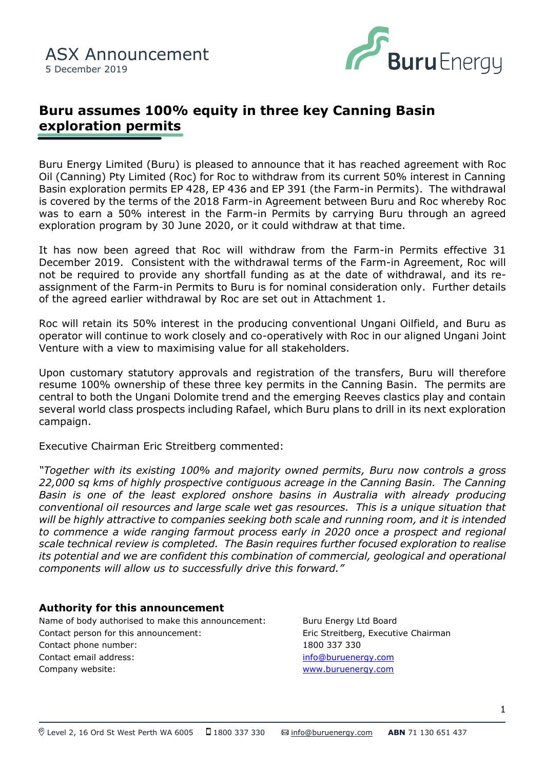ASX Announcement
5 December 2019

# Buru assumes 100% equity in three key Canning Basin exploration permits

Buru Energy Limited (Buru) is pleased to announce that it has reached agreement with Roc Oil (Canning) Pty Limited (Roc) for Roc to withdraw from its current 50% interest in Canning Basin exploration permits EP 428, EP 436 and EP 391 (the Farm-in Permits). The withdrawal is covered by the terms of the 2018 Farm-in Agreement between Buru and Roc whereby Roc was to earn a 50% interest in the Farm-in Permits by carrying Buru through an agreed exploration program by 30 June 2020, or it could withdraw at that time.

It has now been agreed that Roc will withdraw from the Farm-in Permits effective 31 December 2019. Consistent with the withdrawal terms of the Farm-in Agreement, Roc will not be required to provide any shortfall funding as at the date of withdrawal, and its re-assignment of the Farm-in Permits to Buru is for nominal consideration only. Further details of the agreed earlier withdrawal by Roc are set out in Attachment 1.

Roc will retain its 50% interest in the producing conventional Ungani Oilfield, and Buru as operator will continue to work closely and co-operatively with Roc in our aligned Ungani Joint Venture with a view to maximising value for all stakeholders.

Upon customary statutory approvals and registration of the transfers, Buru will therefore resume 100% ownership of these three key permits in the Canning Basin. The permits are central to both the Ungani Dolomite trend and the emerging Reeves clastics play and contain several world class prospects including Rafael, which Buru plans to drill in its next exploration campaign.

Executive Chairman Eric Streitberg commented:

*"Together with its existing 100% and majority owned permits, Buru now controls a gross 22,000 sq kms of highly prospective contiguous acreage in the Canning Basin. The Canning Basin is one of the least explored onshore basins in Australia with already producing conventional oil resources and large scale wet gas resources. This is a unique situation that will be highly attractive to companies seeking both scale and running room, and it is intended to commence a wide ranging farmout process early in 2020 once a prospect and regional scale technical review is completed. The Basin requires further focused exploration to realise its potential and we are confident this combination of commercial, geological and operational components will allow us to successfully drive this forward."*

**Authority for this announcement**

| | |
|---|---|
| Name of body authorised to make this announcement: | Buru Energy Ltd Board |
| Contact person for this announcement: | Eric Streitberg, Executive Chairman |
| Contact phone number: | 1800 337 330 |
| Contact email address: | info@buruenergy.com |
| Company website: | www.buruenergy.com |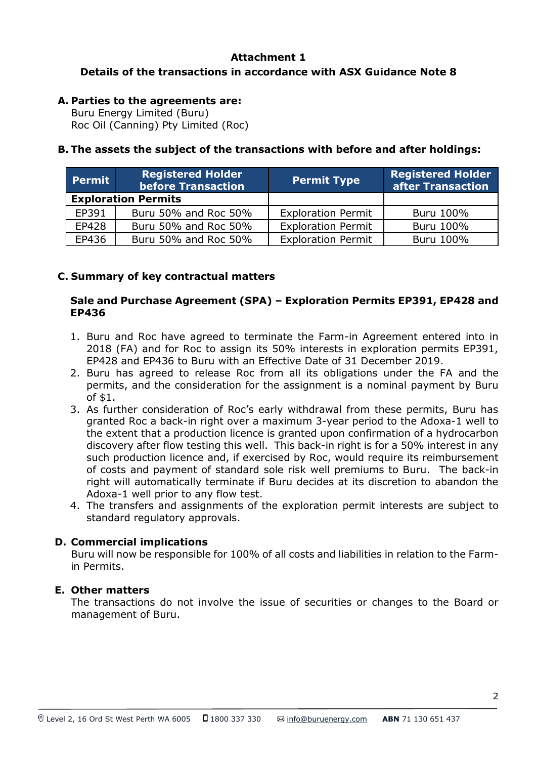**Attachment 1**

**Details of the transactions in accordance with ASX Guidance Note 8**

**A. Parties to the agreements are:**

Buru Energy Limited (Buru)
Roc Oil (Canning) Pty Limited (Roc)

**B. The assets the subject of the transactions with before and after holdings:**

| Permit | Registered Holder before Transaction | Permit Type | Registered Holder after Transaction |
|---|---|---|---|
| **Exploration Permits** | | | |
| EP391 | Buru 50% and Roc 50% | Exploration Permit | Buru 100% |
| EP428 | Buru 50% and Roc 50% | Exploration Permit | Buru 100% |
| EP436 | Buru 50% and Roc 50% | Exploration Permit | Buru 100% |

**C. Summary of key contractual matters**

**Sale and Purchase Agreement (SPA) – Exploration Permits EP391, EP428 and EP436**

1. Buru and Roc have agreed to terminate the Farm-in Agreement entered into in 2018 (FA) and for Roc to assign its 50% interests in exploration permits EP391, EP428 and EP436 to Buru with an Effective Date of 31 December 2019.
2. Buru has agreed to release Roc from all its obligations under the FA and the permits, and the consideration for the assignment is a nominal payment by Buru of $1.
3. As further consideration of Roc's early withdrawal from these permits, Buru has granted Roc a back-in right over a maximum 3-year period to the Adoxa-1 well to the extent that a production licence is granted upon confirmation of a hydrocarbon discovery after flow testing this well. This back-in right is for a 50% interest in any such production licence and, if exercised by Roc, would require its reimbursement of costs and payment of standard sole risk well premiums to Buru. The back-in right will automatically terminate if Buru decides at its discretion to abandon the Adoxa-1 well prior to any flow test.
4. The transfers and assignments of the exploration permit interests are subject to standard regulatory approvals.

**D. Commercial implications**

Buru will now be responsible for 100% of all costs and liabilities in relation to the Farm-in Permits.

**E. Other matters**

The transactions do not involve the issue of securities or changes to the Board or management of Buru.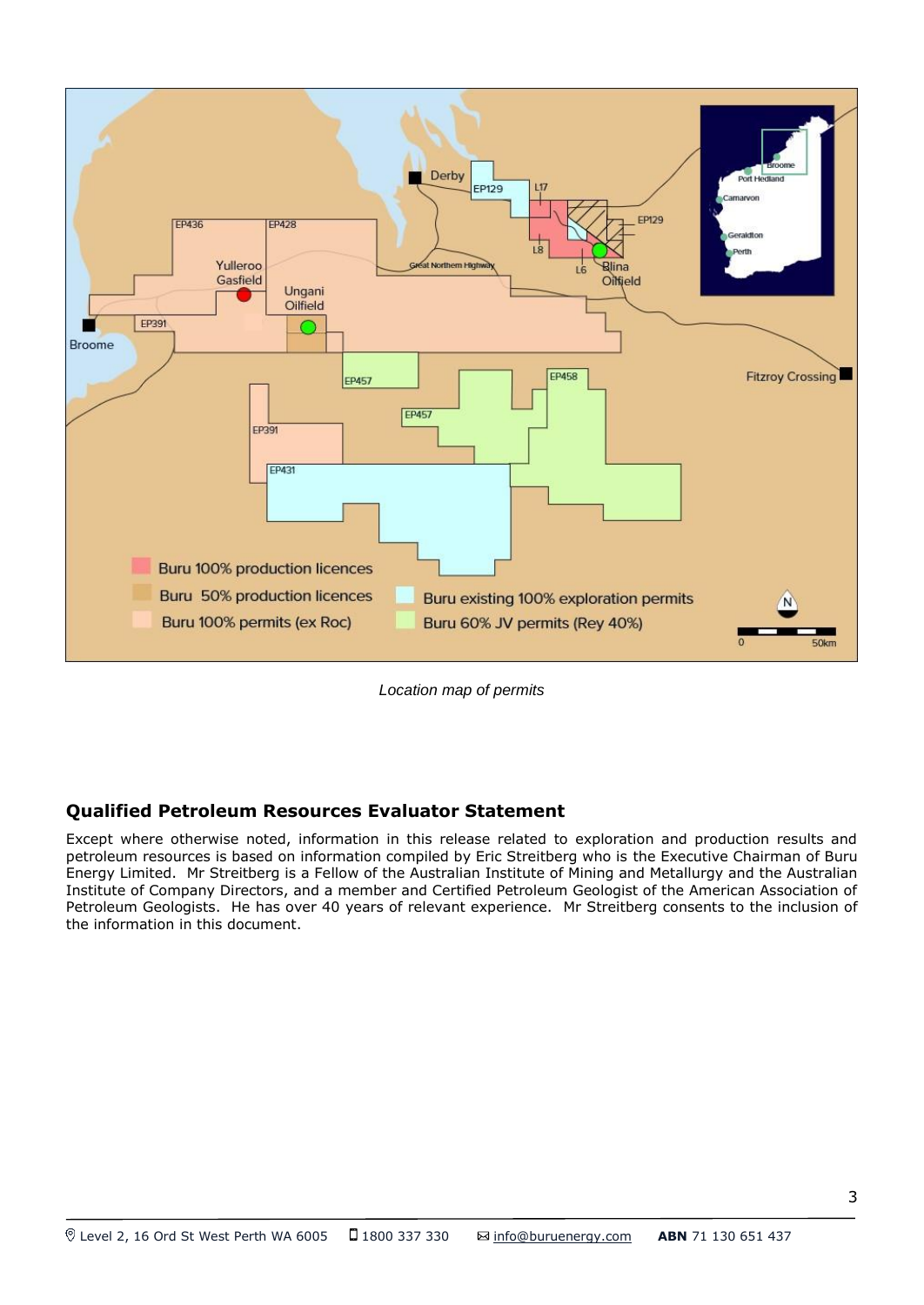Location map of permits

## Qualified Petroleum Resources Evaluator Statement

Except where otherwise noted, information in this release related to exploration and production results and petroleum resources is based on information compiled by Eric Streitberg who is the Executive Chairman of Buru Energy Limited. Mr Streitberg is a Fellow of the Australian Institute of Mining and Metallurgy and the Australian Institute of Company Directors, and a member and Certified Petroleum Geologist of the American Association of Petroleum Geologists. He has over 40 years of relevant experience. Mr Streitberg consents to the inclusion of the information in this document.